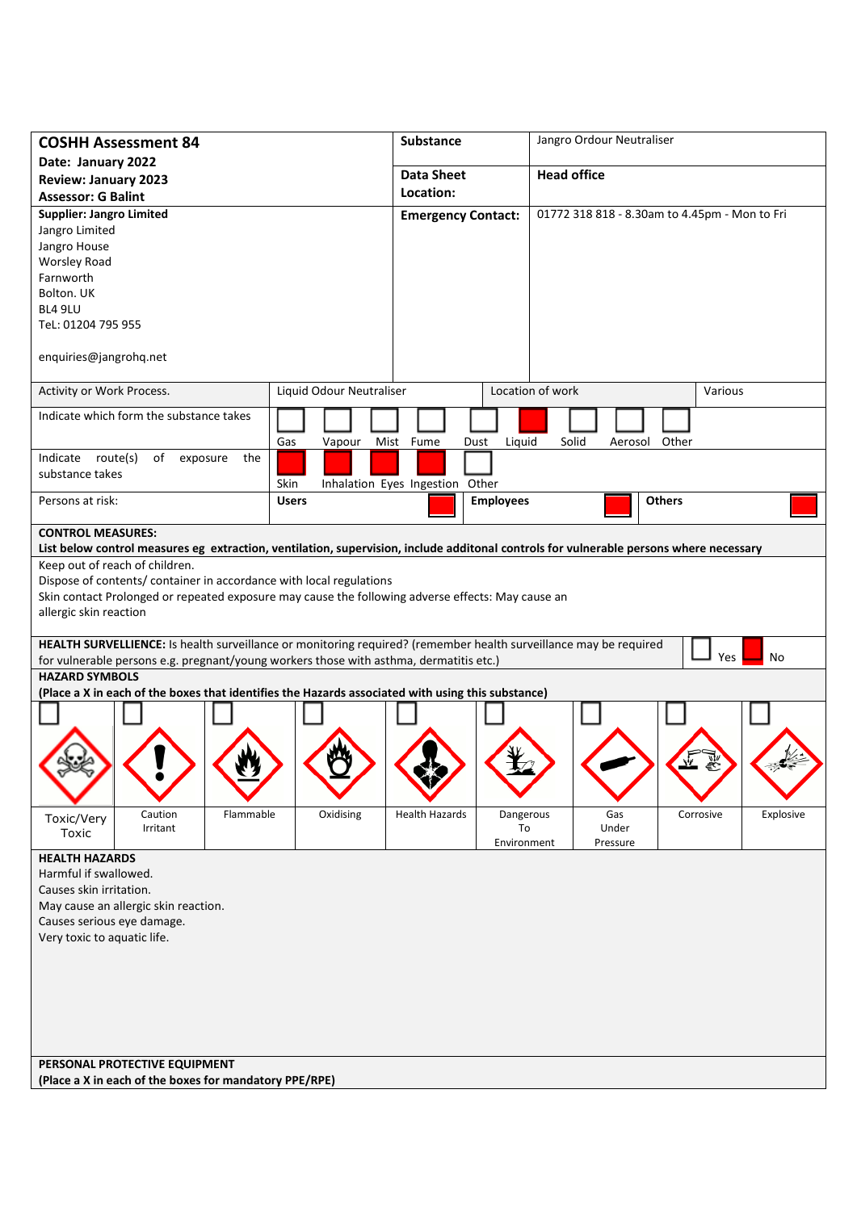| **COSHH Assessment 84**<br>**Date: January 2022**<br>**Review: January 2023**<br>**Assessor: G Balint** | **Substance** | Jangro Ordour Neutraliser |
|---|---|---|
| | **Data Sheet Location:** | **Head office** |
| **Supplier: Jangro Limited**<br>Jangro Limited<br>Jangro House<br>Worsley Road<br>Farnworth<br>Bolton. UK<br>BL4 9LU<br>TeL: 01204 795 955<br><br>enquiries@jangrohq.net | **Emergency Contact:** | 01772 318 818 - 8.30am to 4.45pm - Mon to Fri |

| Activity or Work Process. | Liquid Odour Neutraliser | Location of work | Various |
|---|---|---|---|

**Indicate which form the substance takes**

| Gas | Vapour | Mist | Fume | Dust | Liquid | Solid | Aerosol | Other |
|---|---|---|---|---|---|---|---|---|
| | | | | | X | | | |

**Indicate route(s) of exposure the substance takes**

| Skin | Inhalation | Eyes | Ingestion | Other |
|---|---|---|---|---|
| X | X | X | X | |

**Persons at risk:**

| Users | Employees | Others |
|---|---|---|
| X | X | X |

**CONTROL MEASURES:**
**List below control measures eg extraction, ventilation, supervision, include additonal controls for vulnerable persons where necessary**

Keep out of reach of children.
Dispose of contents/ container in accordance with local regulations
Skin contact Prolonged or repeated exposure may cause the following adverse effects: May cause an allergic skin reaction

**HEALTH SURVELLIENCE:** Is health surveillance or monitoring required? (remember health surveillance may be required for vulnerable persons e.g. pregnant/young workers those with asthma, dermatitis etc.)

| Yes | No |
|---|---|
| | X |

**HAZARD SYMBOLS**
**(Place a X in each of the boxes that identifies the Hazards associated with using this substance)**

| Toxic/Very Toxic | Caution Irritant | Flammable | Oxidising | Health Hazards | Dangerous To Environment | Gas Under Pressure | Corrosive | Explosive |
|---|---|---|---|---|---|---|---|---|
| | | | | | | | | |

**HEALTH HAZARDS**
Harmful if swallowed.
Causes skin irritation.
May cause an allergic skin reaction.
Causes serious eye damage.
Very toxic to aquatic life.

**PERSONAL PROTECTIVE EQUIPMENT**
**(Place a X in each of the boxes for mandatory PPE/RPE)**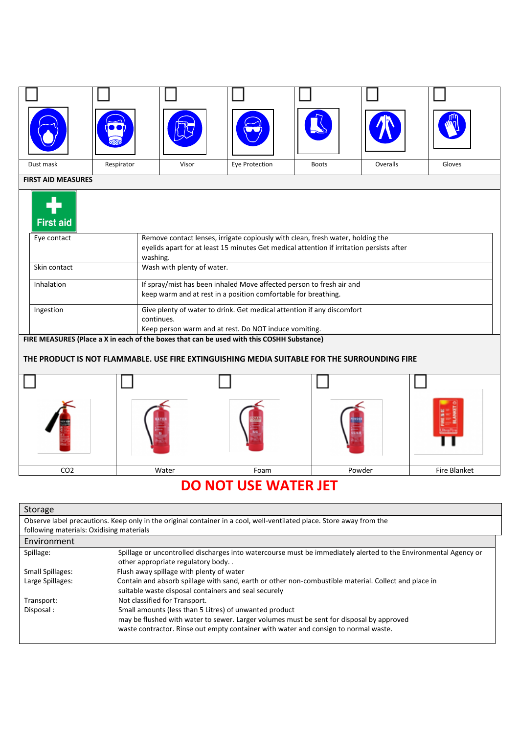| Dust mask | Respirator | Visor | Eye Protection | Boots | Overalls | Gloves |
|---|---|---|---|---|---|---|
| ☐ | ☐ | ☐ | ☐ | ☐ | ☐ | ☐ |

**FIRST AID MEASURES**

First aid

| | |
|---|---|
| Eye contact | Remove contact lenses, irrigate copiously with clean, fresh water, holding the eyelids apart for at least 15 minutes Get medical attention if irritation persists after washing. |
| Skin contact | Wash with plenty of water. |
| Inhalation | If spray/mist has been inhaled Move affected person to fresh air and keep warm and at rest in a position comfortable for breathing. |
| Ingestion | Give plenty of water to drink. Get medical attention if any discomfort continues.<br>Keep person warm and at rest. Do NOT induce vomiting. |

**FIRE MEASURES (Place a X in each of the boxes that can be used with this COSHH Substance)**

**THE PRODUCT IS NOT FLAMMABLE. USE FIRE EXTINGUISHING MEDIA SUITABLE FOR THE SURROUNDING FIRE**

| CO2 | Water | Foam | Powder | Fire Blanket |
|---|---|---|---|---|
| ☐ | ☐ | ☐ | ☐ | ☐ |

**DO NOT USE WATER JET**

## Storage

Observe label precautions. Keep only in the original container in a cool, well-ventilated place. Store away from the following materials: Oxidising materials

## Environment

| | |
|---|---|
| Spillage: | Spillage or uncontrolled discharges into watercourse must be immediately alerted to the Environmental Agency or other appropriate regulatory body. . |
| Small Spillages: | Flush away spillage with plenty of water |
| Large Spillages: | Contain and absorb spillage with sand, earth or other non-combustible material. Collect and place in suitable waste disposal containers and seal securely |
| Transport: | Not classified for Transport. |
| Disposal : | Small amounts (less than 5 Litres) of unwanted product may be flushed with water to sewer. Larger volumes must be sent for disposal by approved waste contractor. Rinse out empty container with water and consign to normal waste. |